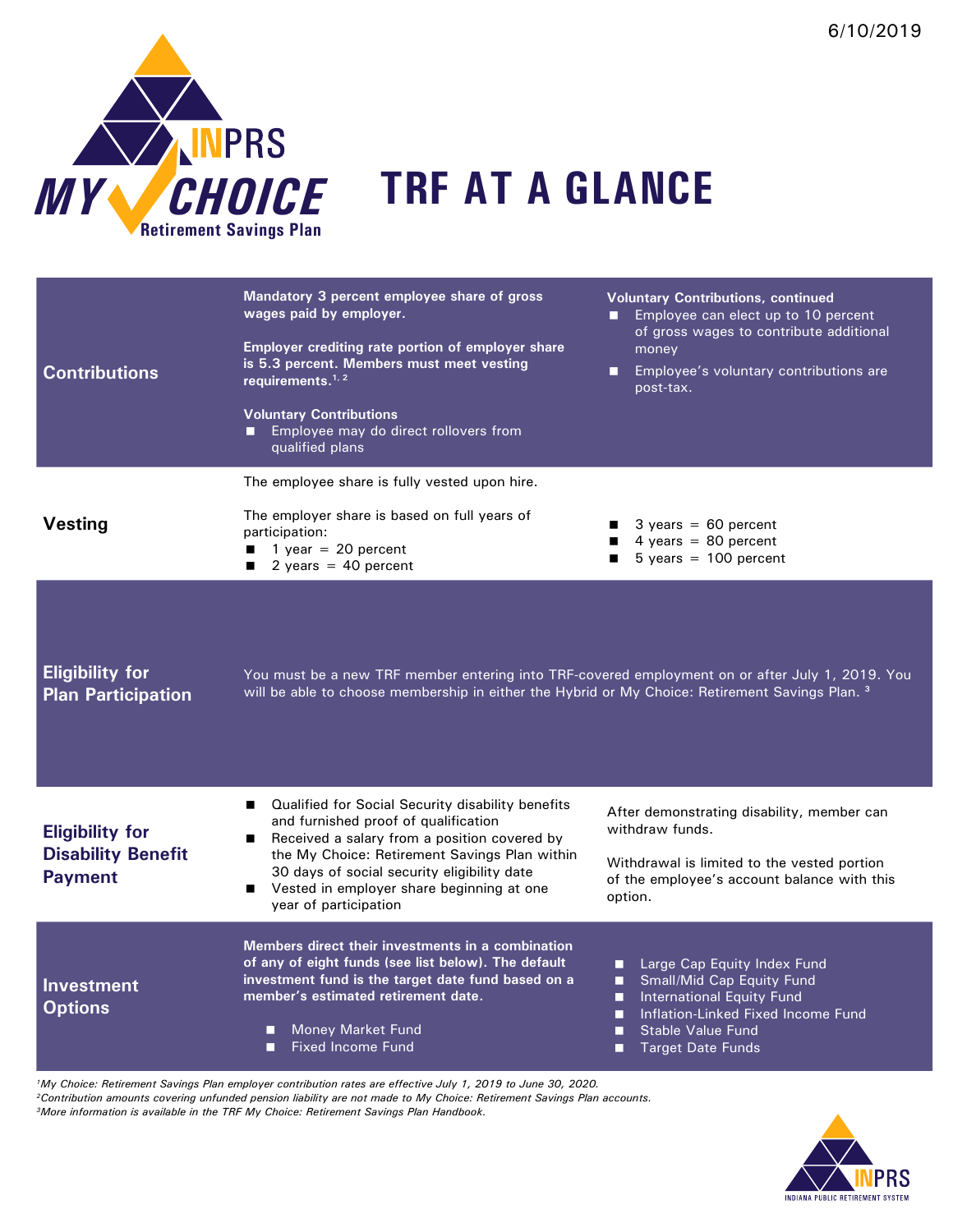6/10/2019

INPRS MY CHOICE Retirement Savings Plan

# TRF AT A GLANCE

## Contributions

**Mandatory 3 percent employee share of gross wages paid by employer.**

**Employer crediting rate portion of employer share is 5.3 percent. Members must meet vesting requirements.**[1, 2]

**Voluntary Contributions**

- Employee may do direct rollovers from qualified plans

**Voluntary Contributions, continued**

- Employee can elect up to 10 percent of gross wages to contribute additional money
- Employee's voluntary contributions are post-tax.

## Vesting

The employee share is fully vested upon hire.

The employer share is based on full years of participation:

- 1 year = 20 percent
- 2 years = 40 percent
- 3 years = 60 percent
- 4 years = 80 percent
- 5 years = 100 percent

## Eligibility for Plan Participation

You must be a new TRF member entering into TRF-covered employment on or after July 1, 2019. You will be able to choose membership in either the Hybrid or My Choice: Retirement Savings Plan.[3]

## Eligibility for Disability Benefit Payment

- Qualified for Social Security disability benefits and furnished proof of qualification
- Received a salary from a position covered by the My Choice: Retirement Savings Plan within 30 days of social security eligibility date
- Vested in employer share beginning at one year of participation

After demonstrating disability, member can withdraw funds.

Withdrawal is limited to the vested portion of the employee's account balance with this option.

## Investment Options

**Members direct their investments in a combination of any of eight funds (see list below). The default investment fund is the target date fund based on a member's estimated retirement date.**

- Money Market Fund
- Fixed Income Fund
- Large Cap Equity Index Fund
- Small/Mid Cap Equity Fund
- International Equity Fund
- Inflation-Linked Fixed Income Fund
- Stable Value Fund
- Target Date Funds

*[1]My Choice: Retirement Savings Plan employer contribution rates are effective July 1, 2019 to June 30, 2020.*
*[2]Contribution amounts covering unfunded pension liability are not made to My Choice: Retirement Savings Plan accounts.*
*[3]More information is available in the TRF My Choice: Retirement Savings Plan Handbook.*

INPRS INDIANA PUBLIC RETIREMENT SYSTEM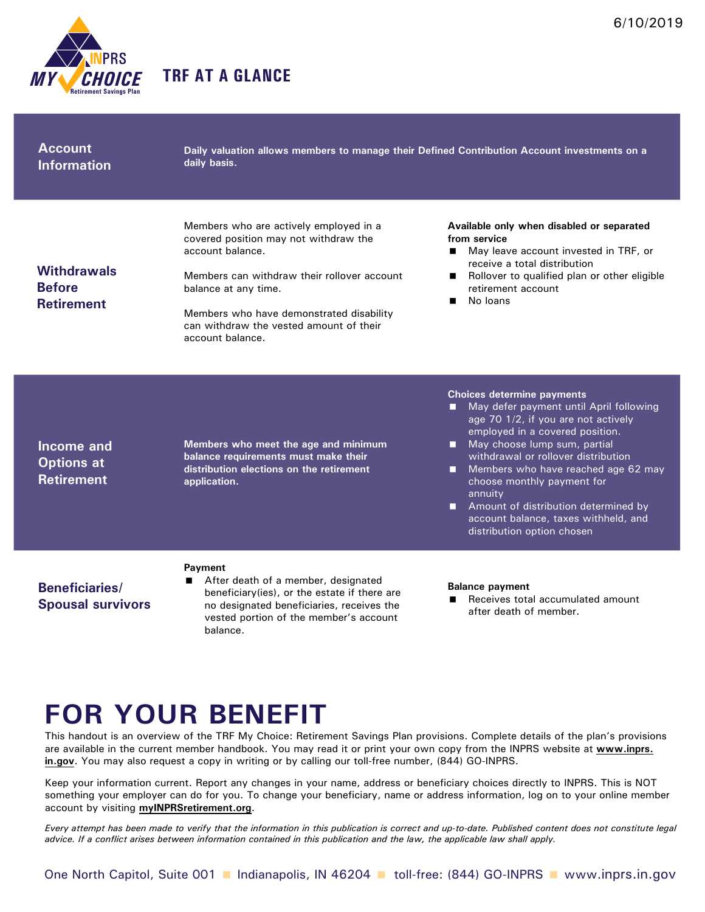6/10/2019

INPRS MY CHOICE Retirement Savings Plan

# TRF AT A GLANCE

## Account Information

**Daily valuation allows members to manage their Defined Contribution Account investments on a daily basis.**

## Withdrawals Before Retirement

Members who are actively employed in a covered position may not withdraw the account balance.

Members can withdraw their rollover account balance at any time.

Members who have demonstrated disability can withdraw the vested amount of their account balance.

**Available only when disabled or separated from service**

- May leave account invested in TRF, or receive a total distribution
- Rollover to qualified plan or other eligible retirement account
- No loans

## Income and Options at Retirement

**Members who meet the age and minimum balance requirements must make their distribution elections on the retirement application.**

**Choices determine payments**

- May defer payment until April following age 70 1/2, if you are not actively employed in a covered position.
- May choose lump sum, partial withdrawal or rollover distribution
- Members who have reached age 62 may choose monthly payment for annuity
- Amount of distribution determined by account balance, taxes withheld, and distribution option chosen

## Beneficiaries/ Spousal survivors

**Payment**

- After death of a member, designated beneficiary(ies), or the estate if there are no designated beneficiaries, receives the vested portion of the member's account balance.

**Balance payment**

- Receives total accumulated amount after death of member.

# FOR YOUR BENEFIT

This handout is an overview of the TRF My Choice: Retirement Savings Plan provisions. Complete details of the plan's provisions are available in the current member handbook. You may read it or print your own copy from the INPRS website at **www.inprs.in.gov**. You may also request a copy in writing or by calling our toll-free number, (844) GO-INPRS.

Keep your information current. Report any changes in your name, address or beneficiary choices directly to INPRS. This is NOT something your employer can do for you. To change your beneficiary, name or address information, log on to your online member account by visiting **myINPRSretirement.org**.

*Every attempt has been made to verify that the information in this publication is correct and up-to-date. Published content does not constitute legal advice. If a conflict arises between information contained in this publication and the law, the applicable law shall apply.*

One North Capitol, Suite 001 ■ Indianapolis, IN 46204 ■ toll-free: (844) GO-INPRS ■ www.inprs.in.gov